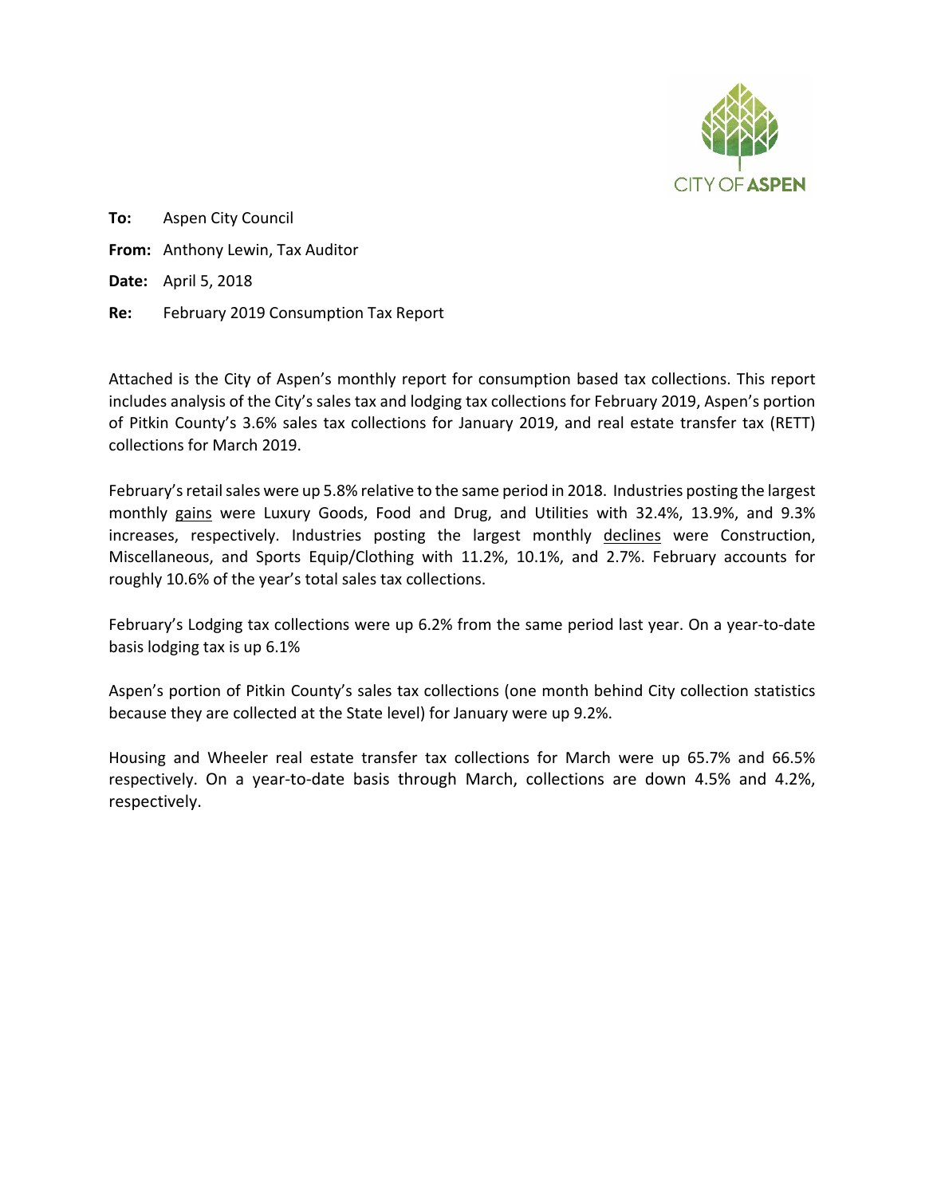CITY OF ASPEN

**To:** Aspen City Council

**From:** Anthony Lewin, Tax Auditor

**Date:** April 5, 2018

**Re:** February 2019 Consumption Tax Report

Attached is the City of Aspen's monthly report for consumption based tax collections. This report includes analysis of the City's sales tax and lodging tax collections for February 2019, Aspen's portion of Pitkin County's 3.6% sales tax collections for January 2019, and real estate transfer tax (RETT) collections for March 2019.

February's retail sales were up 5.8% relative to the same period in 2018. Industries posting the largest monthly gains were Luxury Goods, Food and Drug, and Utilities with 32.4%, 13.9%, and 9.3% increases, respectively. Industries posting the largest monthly declines were Construction, Miscellaneous, and Sports Equip/Clothing with 11.2%, 10.1%, and 2.7%. February accounts for roughly 10.6% of the year's total sales tax collections.

February's Lodging tax collections were up 6.2% from the same period last year. On a year-to-date basis lodging tax is up 6.1%

Aspen's portion of Pitkin County's sales tax collections (one month behind City collection statistics because they are collected at the State level) for January were up 9.2%.

Housing and Wheeler real estate transfer tax collections for March were up 65.7% and 66.5% respectively. On a year-to-date basis through March, collections are down 4.5% and 4.2%, respectively.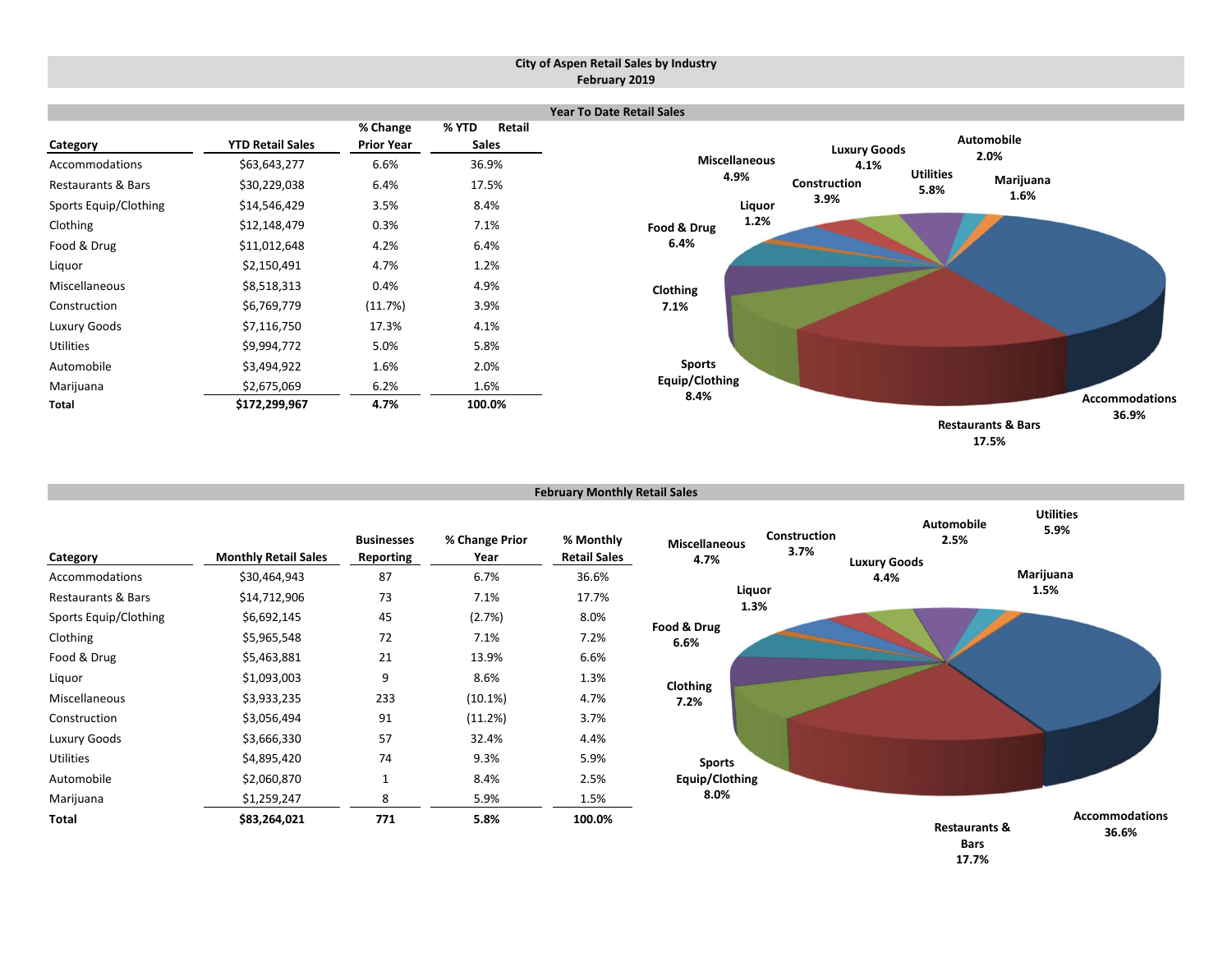# City of Aspen Retail Sales by Industry
## February 2019

### Year To Date Retail Sales

| Category | YTD Retail Sales | % Change Prior Year | % YTD Retail Sales |
|---|---|---|---|
| Accommodations | $63,643,277 | 6.6% | 36.9% |
| Restaurants & Bars | $30,229,038 | 6.4% | 17.5% |
| Sports Equip/Clothing | $14,546,429 | 3.5% | 8.4% |
| Clothing | $12,148,479 | 0.3% | 7.1% |
| Food & Drug | $11,012,648 | 4.2% | 6.4% |
| Liquor | $2,150,491 | 4.7% | 1.2% |
| Miscellaneous | $8,518,313 | 0.4% | 4.9% |
| Construction | $6,769,779 | (11.7%) | 3.9% |
| Luxury Goods | $7,116,750 | 17.3% | 4.1% |
| Utilities | $9,994,772 | 5.0% | 5.8% |
| Automobile | $3,494,922 | 1.6% | 2.0% |
| Marijuana | $2,675,069 | 6.2% | 1.6% |
| **Total** | **$172,299,967** | **4.7%** | **100.0%** |

Accommodations 36.9%; Restaurants & Bars 17.5%; Sports Equip/Clothing 8.4%; Clothing 7.1%; Food & Drug 6.4%; Liquor 1.2%; Miscellaneous 4.9%; Construction 3.9%; Luxury Goods 4.1%; Utilities 5.8%; Automobile 2.0%; Marijuana 1.6%

### February Monthly Retail Sales

| Category | Monthly Retail Sales | Businesses Reporting | % Change Prior Year | % Monthly Retail Sales |
|---|---|---|---|---|
| Accommodations | $30,464,943 | 87 | 6.7% | 36.6% |
| Restaurants & Bars | $14,712,906 | 73 | 7.1% | 17.7% |
| Sports Equip/Clothing | $6,692,145 | 45 | (2.7%) | 8.0% |
| Clothing | $5,965,548 | 72 | 7.1% | 7.2% |
| Food & Drug | $5,463,881 | 21 | 13.9% | 6.6% |
| Liquor | $1,093,003 | 9 | 8.6% | 1.3% |
| Miscellaneous | $3,933,235 | 233 | (10.1%) | 4.7% |
| Construction | $3,056,494 | 91 | (11.2%) | 3.7% |
| Luxury Goods | $3,666,330 | 57 | 32.4% | 4.4% |
| Utilities | $4,895,420 | 74 | 9.3% | 5.9% |
| Automobile | $2,060,870 | 1 | 8.4% | 2.5% |
| Marijuana | $1,259,247 | 8 | 5.9% | 1.5% |
| **Total** | **$83,264,021** | **771** | **5.8%** | **100.0%** |

Accommodations 36.6%; Restaurants & Bars 17.7%; Sports Equip/Clothing 8.0%; Clothing 7.2%; Food & Drug 6.6%; Liquor 1.3%; Miscellaneous 4.7%; Construction 3.7%; Luxury Goods 4.4%; Utilities 5.9%; Automobile 2.5%; Marijuana 1.5%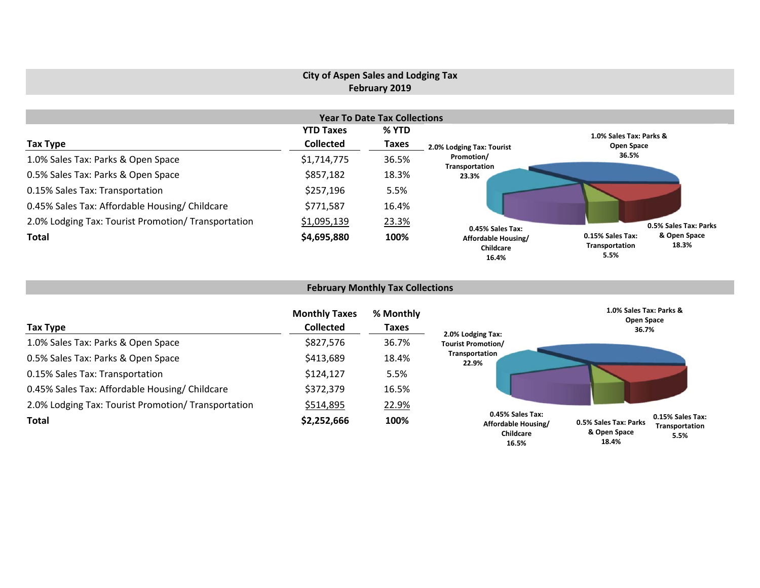# City of Aspen Sales and Lodging Tax
## February 2019

### Year To Date Tax Collections

| Tax Type | YTD Taxes Collected | % YTD Taxes |
|---|---|---|
| 1.0% Sales Tax: Parks & Open Space | $1,714,775 | 36.5% |
| 0.5% Sales Tax: Parks & Open Space | $857,182 | 18.3% |
| 0.15% Sales Tax: Transportation | $257,196 | 5.5% |
| 0.45% Sales Tax: Affordable Housing/ Childcare | $771,587 | 16.4% |
| 2.0% Lodging Tax: Tourist Promotion/ Transportation | $1,095,139 | 23.3% |
| **Total** | **$4,695,880** | **100%** |

1.0% Sales Tax: Parks & Open Space 36.5%
2.0% Lodging Tax: Tourist Promotion/ Transportation 23.3%
0.45% Sales Tax: Affordable Housing/ Childcare 16.4%
0.15% Sales Tax: Transportation 5.5%
0.5% Sales Tax: Parks & Open Space 18.3%

### February Monthly Tax Collections

| Tax Type | Monthly Taxes Collected | % Monthly Taxes |
|---|---|---|
| 1.0% Sales Tax: Parks & Open Space | $827,576 | 36.7% |
| 0.5% Sales Tax: Parks & Open Space | $413,689 | 18.4% |
| 0.15% Sales Tax: Transportation | $124,127 | 5.5% |
| 0.45% Sales Tax: Affordable Housing/ Childcare | $372,379 | 16.5% |
| 2.0% Lodging Tax: Tourist Promotion/ Transportation | $514,895 | 22.9% |
| **Total** | **$2,252,666** | **100%** |

1.0% Sales Tax: Parks & Open Space 36.7%
2.0% Lodging Tax: Tourist Promotion/ Transportation 22.9%
0.45% Sales Tax: Affordable Housing/ Childcare 16.5%
0.5% Sales Tax: Parks & Open Space 18.4%
0.15% Sales Tax: Transportation 5.5%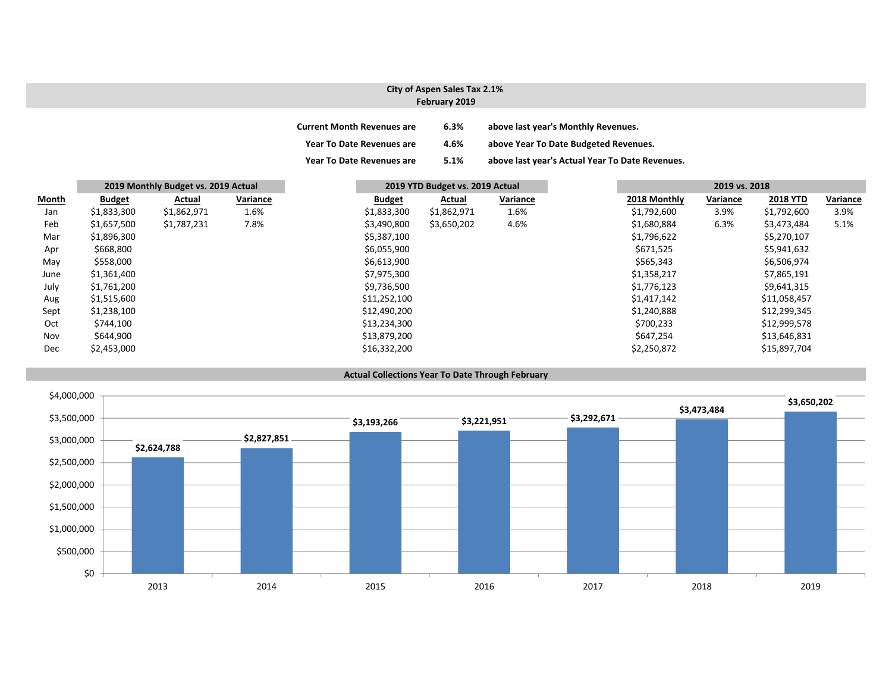## City of Aspen Sales Tax 2.1%
### February 2019

**Current Month Revenues are 6.3% above last year's Monthly Revenues.**

**Year To Date Revenues are 4.6% above Year To Date Budgeted Revenues.**

**Year To Date Revenues are 5.1% above last year's Actual Year To Date Revenues.**

| | 2019 Monthly Budget vs. 2019 Actual | | | 2019 YTD Budget vs. 2019 Actual | | | 2019 vs. 2018 | | | |
|---|---|---|---|---|---|---|---|---|---|---|
| **Month** | **Budget** | **Actual** | **Variance** | **Budget** | **Actual** | **Variance** | **2018 Monthly** | **Variance** | **2018 YTD** | **Variance** |
| Jan | $1,833,300 | $1,862,971 | 1.6% | $1,833,300 | $1,862,971 | 1.6% | $1,792,600 | 3.9% | $1,792,600 | 3.9% |
| Feb | $1,657,500 | $1,787,231 | 7.8% | $3,490,800 | $3,650,202 | 4.6% | $1,680,884 | 6.3% | $3,473,484 | 5.1% |
| Mar | $1,896,300 | | | $5,387,100 | | | $1,796,622 | | $5,270,107 | |
| Apr | $668,800 | | | $6,055,900 | | | $671,525 | | $5,941,632 | |
| May | $558,000 | | | $6,613,900 | | | $565,343 | | $6,506,974 | |
| June | $1,361,400 | | | $7,975,300 | | | $1,358,217 | | $7,865,191 | |
| July | $1,761,200 | | | $9,736,500 | | | $1,776,123 | | $9,641,315 | |
| Aug | $1,515,600 | | | $11,252,100 | | | $1,417,142 | | $11,058,457 | |
| Sept | $1,238,100 | | | $12,490,200 | | | $1,240,888 | | $12,299,345 | |
| Oct | $744,100 | | | $13,234,300 | | | $700,233 | | $12,999,578 | |
| Nov | $644,900 | | | $13,879,200 | | | $647,254 | | $13,646,831 | |
| Dec | $2,453,000 | | | $16,332,200 | | | $2,250,872 | | $15,897,704 | |

### Actual Collections Year To Date Through February

| Year | Amount |
|---|---|
| 2013 | $2,624,788 |
| 2014 | $2,827,851 |
| 2015 | $3,193,266 |
| 2016 | $3,221,951 |
| 2017 | $3,292,671 |
| 2018 | $3,473,484 |
| 2019 | $3,650,202 |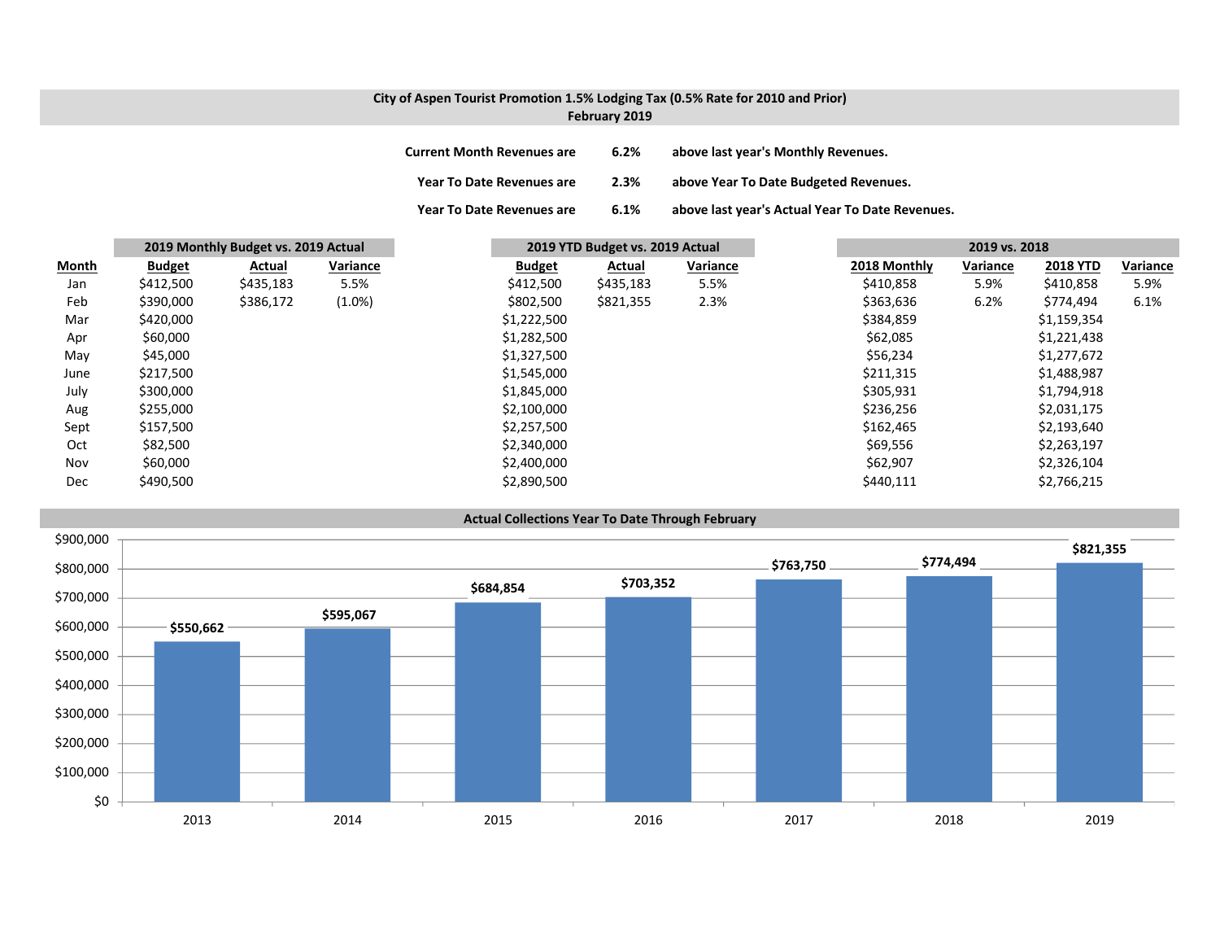**City of Aspen Tourist Promotion 1.5% Lodging Tax (0.5% Rate for 2010 and Prior)**
**February 2019**

| | | |
|---|---|---|
| **Current Month Revenues are** | **6.2%** | **above last year's Monthly Revenues.** |
| **Year To Date Revenues are** | **2.3%** | **above Year To Date Budgeted Revenues.** |
| **Year To Date Revenues are** | **6.1%** | **above last year's Actual Year To Date Revenues.** |

| | 2019 Monthly Budget vs. 2019 Actual | | | 2019 YTD Budget vs. 2019 Actual | | | 2019 vs. 2018 | | | |
|---|---|---|---|---|---|---|---|---|---|---|
| **Month** | **Budget** | **Actual** | **Variance** | **Budget** | **Actual** | **Variance** | **2018 Monthly** | **Variance** | **2018 YTD** | **Variance** |
| Jan | $412,500 | $435,183 | 5.5% | $412,500 | $435,183 | 5.5% | $410,858 | 5.9% | $410,858 | 5.9% |
| Feb | $390,000 | $386,172 | (1.0%) | $802,500 | $821,355 | 2.3% | $363,636 | 6.2% | $774,494 | 6.1% |
| Mar | $420,000 | | | $1,222,500 | | | $384,859 | | $1,159,354 | |
| Apr | $60,000 | | | $1,282,500 | | | $62,085 | | $1,221,438 | |
| May | $45,000 | | | $1,327,500 | | | $56,234 | | $1,277,672 | |
| June | $217,500 | | | $1,545,000 | | | $211,315 | | $1,488,987 | |
| July | $300,000 | | | $1,845,000 | | | $305,931 | | $1,794,918 | |
| Aug | $255,000 | | | $2,100,000 | | | $236,256 | | $2,031,175 | |
| Sept | $157,500 | | | $2,257,500 | | | $162,465 | | $2,193,640 | |
| Oct | $82,500 | | | $2,340,000 | | | $69,556 | | $2,263,197 | |
| Nov | $60,000 | | | $2,400,000 | | | $62,907 | | $2,326,104 | |
| Dec | $490,500 | | | $2,890,500 | | | $440,111 | | $2,766,215 | |

**Actual Collections Year To Date Through February**

| Year | Collections |
|---|---|
| 2013 | $550,662 |
| 2014 | $595,067 |
| 2015 | $684,854 |
| 2016 | $703,352 |
| 2017 | $763,750 |
| 2018 | $774,494 |
| 2019 | $821,355 |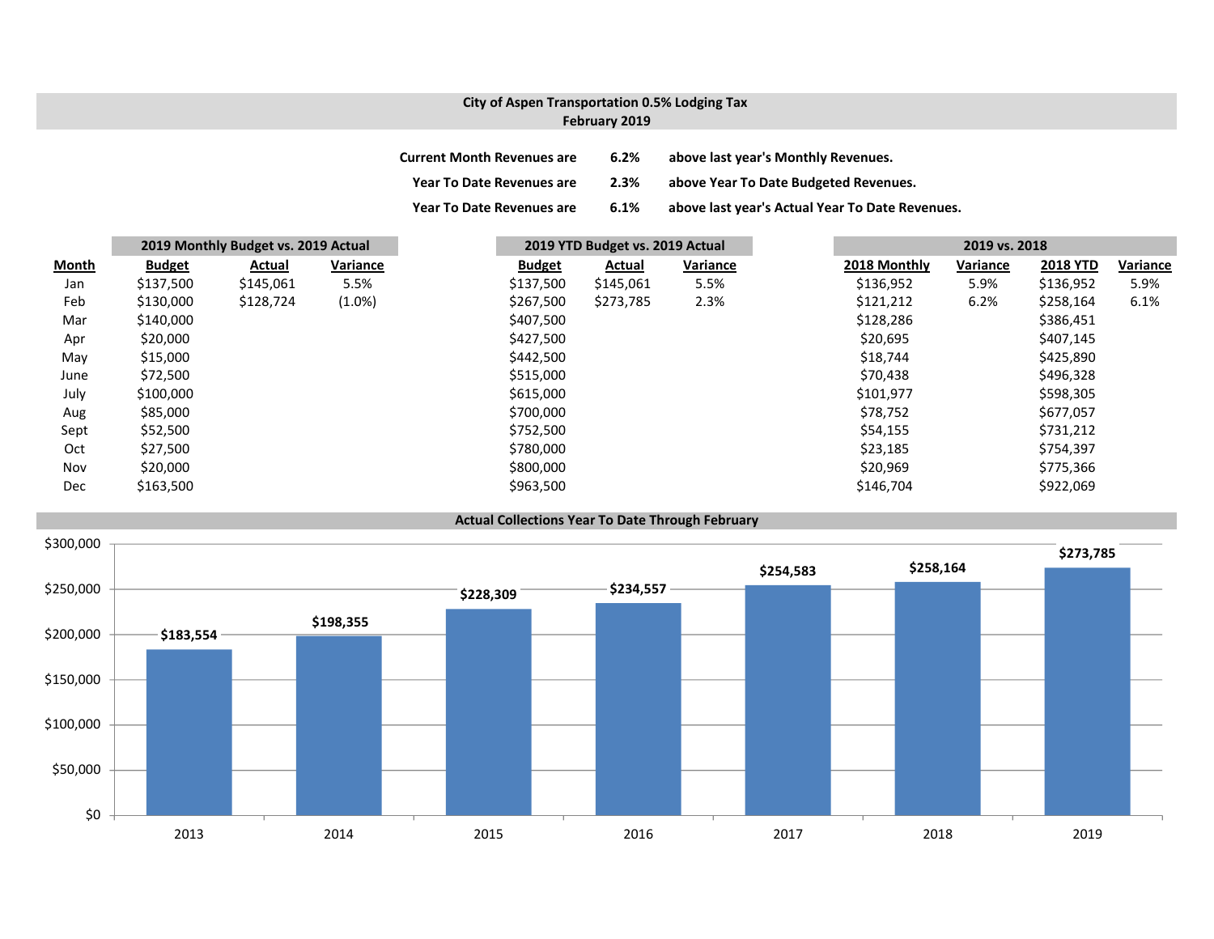## City of Aspen Transportation 0.5% Lodging Tax
### February 2019

| | | |
|---|---|---|
| **Current Month Revenues are** | **6.2%** | **above last year's Monthly Revenues.** |
| **Year To Date Revenues are** | **2.3%** | **above Year To Date Budgeted Revenues.** |
| **Year To Date Revenues are** | **6.1%** | **above last year's Actual Year To Date Revenues.** |

| | 2019 Monthly Budget vs. 2019 Actual | | | 2019 YTD Budget vs. 2019 Actual | | | 2019 vs. 2018 | | | |
|---|---|---|---|---|---|---|---|---|---|---|
| **Month** | **Budget** | **Actual** | **Variance** | **Budget** | **Actual** | **Variance** | **2018 Monthly** | **Variance** | **2018 YTD** | **Variance** |
| Jan | $137,500 | $145,061 | 5.5% | $137,500 | $145,061 | 5.5% | $136,952 | 5.9% | $136,952 | 5.9% |
| Feb | $130,000 | $128,724 | (1.0%) | $267,500 | $273,785 | 2.3% | $121,212 | 6.2% | $258,164 | 6.1% |
| Mar | $140,000 | | | $407,500 | | | $128,286 | | $386,451 | |
| Apr | $20,000 | | | $427,500 | | | $20,695 | | $407,145 | |
| May | $15,000 | | | $442,500 | | | $18,744 | | $425,890 | |
| June | $72,500 | | | $515,000 | | | $70,438 | | $496,328 | |
| July | $100,000 | | | $615,000 | | | $101,977 | | $598,305 | |
| Aug | $85,000 | | | $700,000 | | | $78,752 | | $677,057 | |
| Sept | $52,500 | | | $752,500 | | | $54,155 | | $731,212 | |
| Oct | $27,500 | | | $780,000 | | | $23,185 | | $754,397 | |
| Nov | $20,000 | | | $800,000 | | | $20,969 | | $775,366 | |
| Dec | $163,500 | | | $963,500 | | | $146,704 | | $922,069 | |

### Actual Collections Year To Date Through February

| Year | Collections |
|---|---|
| 2013 | $183,554 |
| 2014 | $198,355 |
| 2015 | $228,309 |
| 2016 | $234,557 |
| 2017 | $254,583 |
| 2018 | $258,164 |
| 2019 | $273,785 |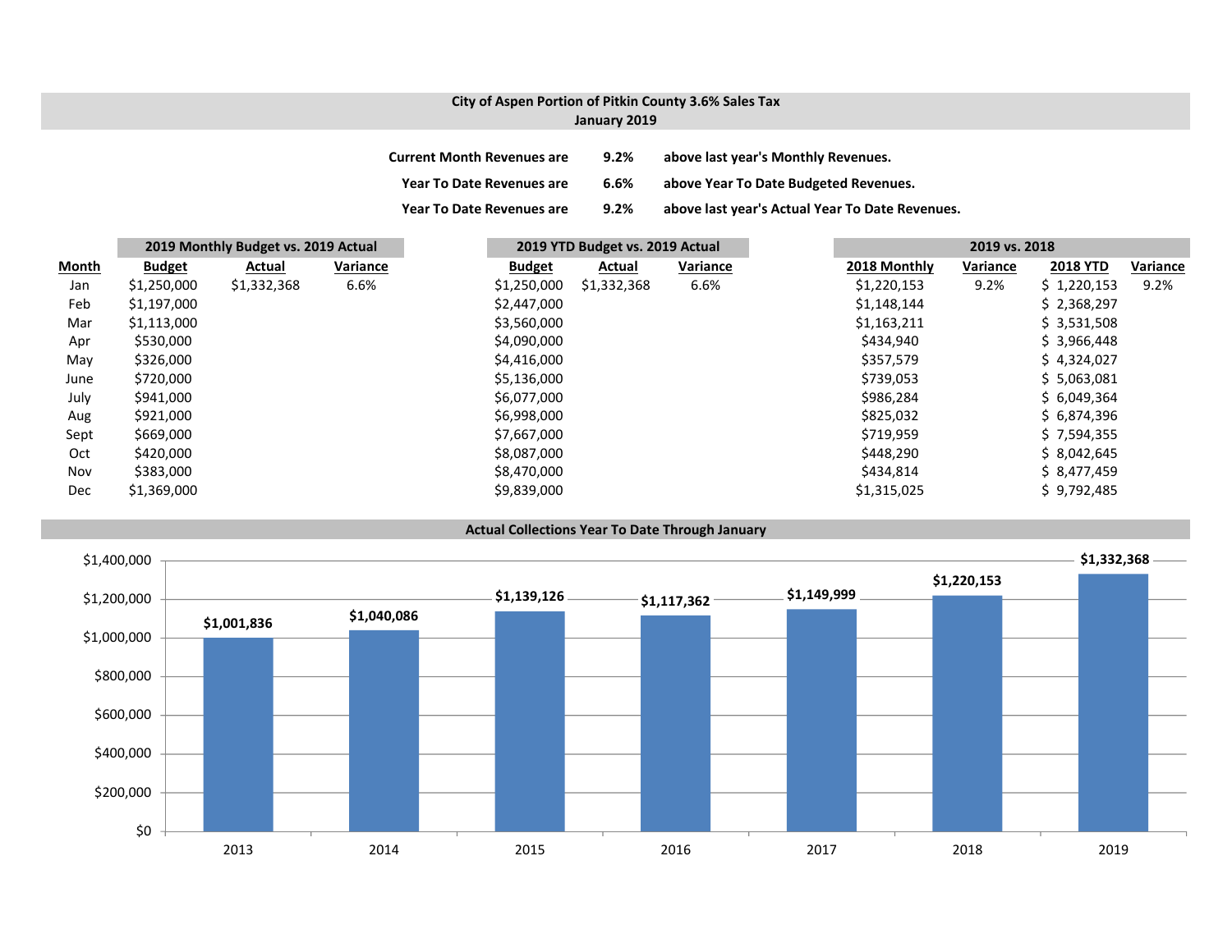**City of Aspen Portion of Pitkin County 3.6% Sales Tax**
**January 2019**

| | | |
|---|---|---|
| **Current Month Revenues are** | **9.2%** | **above last year's Monthly Revenues.** |
| **Year To Date Revenues are** | **6.6%** | **above Year To Date Budgeted Revenues.** |
| **Year To Date Revenues are** | **9.2%** | **above last year's Actual Year To Date Revenues.** |

| | 2019 Monthly Budget vs. 2019 Actual | | | 2019 YTD Budget vs. 2019 Actual | | | 2019 vs. 2018 | | | |
|---|---|---|---|---|---|---|---|---|---|---|
| **Month** | **Budget** | **Actual** | **Variance** | **Budget** | **Actual** | **Variance** | **2018 Monthly** | **Variance** | **2018 YTD** | **Variance** |
| Jan | $1,250,000 | $1,332,368 | 6.6% | $1,250,000 | $1,332,368 | 6.6% | $1,220,153 | 9.2% | $ 1,220,153 | 9.2% |
| Feb | $1,197,000 | | | $2,447,000 | | | $1,148,144 | | $ 2,368,297 | |
| Mar | $1,113,000 | | | $3,560,000 | | | $1,163,211 | | $ 3,531,508 | |
| Apr | $530,000 | | | $4,090,000 | | | $434,940 | | $ 3,966,448 | |
| May | $326,000 | | | $4,416,000 | | | $357,579 | | $ 4,324,027 | |
| June | $720,000 | | | $5,136,000 | | | $739,053 | | $ 5,063,081 | |
| July | $941,000 | | | $6,077,000 | | | $986,284 | | $ 6,049,364 | |
| Aug | $921,000 | | | $6,998,000 | | | $825,032 | | $ 6,874,396 | |
| Sept | $669,000 | | | $7,667,000 | | | $719,959 | | $ 7,594,355 | |
| Oct | $420,000 | | | $8,087,000 | | | $448,290 | | $ 8,042,645 | |
| Nov | $383,000 | | | $8,470,000 | | | $434,814 | | $ 8,477,459 | |
| Dec | $1,369,000 | | | $9,839,000 | | | $1,315,025 | | $ 9,792,485 | |

**Actual Collections Year To Date Through January**

| Year | Collections |
|---|---|
| 2013 | $1,001,836 |
| 2014 | $1,040,086 |
| 2015 | $1,139,126 |
| 2016 | $1,117,362 |
| 2017 | $1,149,999 |
| 2018 | $1,220,153 |
| 2019 | $1,332,368 |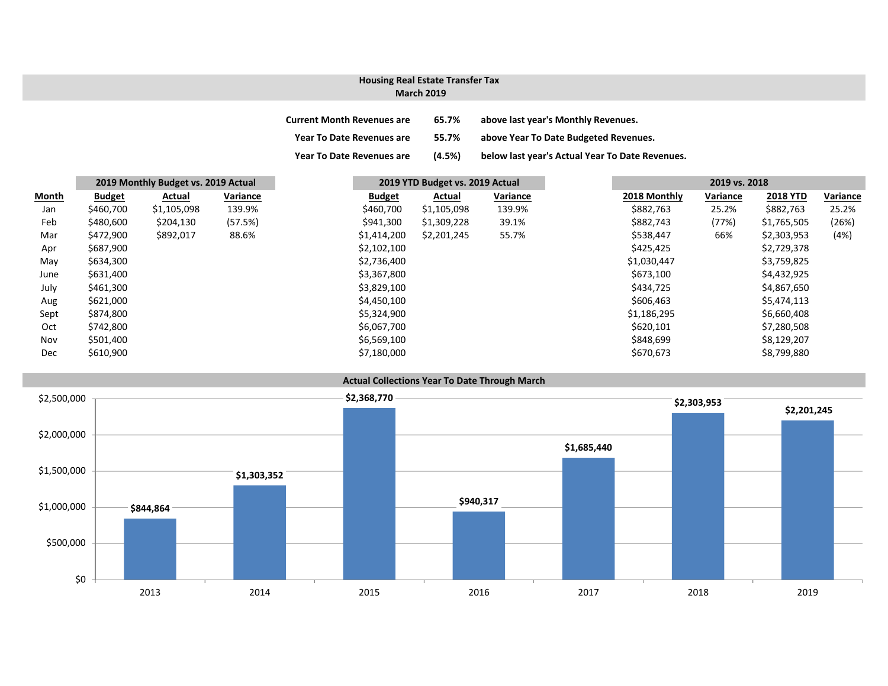# Housing Real Estate Transfer Tax
## March 2019

| | | |
|---|---|---|
| Current Month Revenues are | 65.7% | above last year's Monthly Revenues. |
| Year To Date Revenues are | 55.7% | above Year To Date Budgeted Revenues. |
| Year To Date Revenues are | (4.5%) | below last year's Actual Year To Date Revenues. |

| | 2019 Monthly Budget vs. 2019 Actual | | | 2019 YTD Budget vs. 2019 Actual | | | 2019 vs. 2018 | | | |
|---|---|---|---|---|---|---|---|---|---|---|
| **Month** | **Budget** | **Actual** | **Variance** | **Budget** | **Actual** | **Variance** | **2018 Monthly** | **Variance** | **2018 YTD** | **Variance** |
| Jan | $460,700 | $1,105,098 | 139.9% | $460,700 | $1,105,098 | 139.9% | $882,763 | 25.2% | $882,763 | 25.2% |
| Feb | $480,600 | $204,130 | (57.5%) | $941,300 | $1,309,228 | 39.1% | $882,743 | (77%) | $1,765,505 | (26%) |
| Mar | $472,900 | $892,017 | 88.6% | $1,414,200 | $2,201,245 | 55.7% | $538,447 | 66% | $2,303,953 | (4%) |
| Apr | $687,900 | | | $2,102,100 | | | $425,425 | | $2,729,378 | |
| May | $634,300 | | | $2,736,400 | | | $1,030,447 | | $3,759,825 | |
| June | $631,400 | | | $3,367,800 | | | $673,100 | | $4,432,925 | |
| July | $461,300 | | | $3,829,100 | | | $434,725 | | $4,867,650 | |
| Aug | $621,000 | | | $4,450,100 | | | $606,463 | | $5,474,113 | |
| Sept | $874,800 | | | $5,324,900 | | | $1,186,295 | | $6,660,408 | |
| Oct | $742,800 | | | $6,067,700 | | | $620,101 | | $7,280,508 | |
| Nov | $501,400 | | | $6,569,100 | | | $848,699 | | $8,129,207 | |
| Dec | $610,900 | | | $7,180,000 | | | $670,673 | | $8,799,880 | |

## Actual Collections Year To Date Through March

| Year | Amount |
|---|---|
| 2013 | $844,864 |
| 2014 | $1,303,352 |
| 2015 | $2,368,770 |
| 2016 | $940,317 |
| 2017 | $1,685,440 |
| 2018 | $2,303,953 |
| 2019 | $2,201,245 |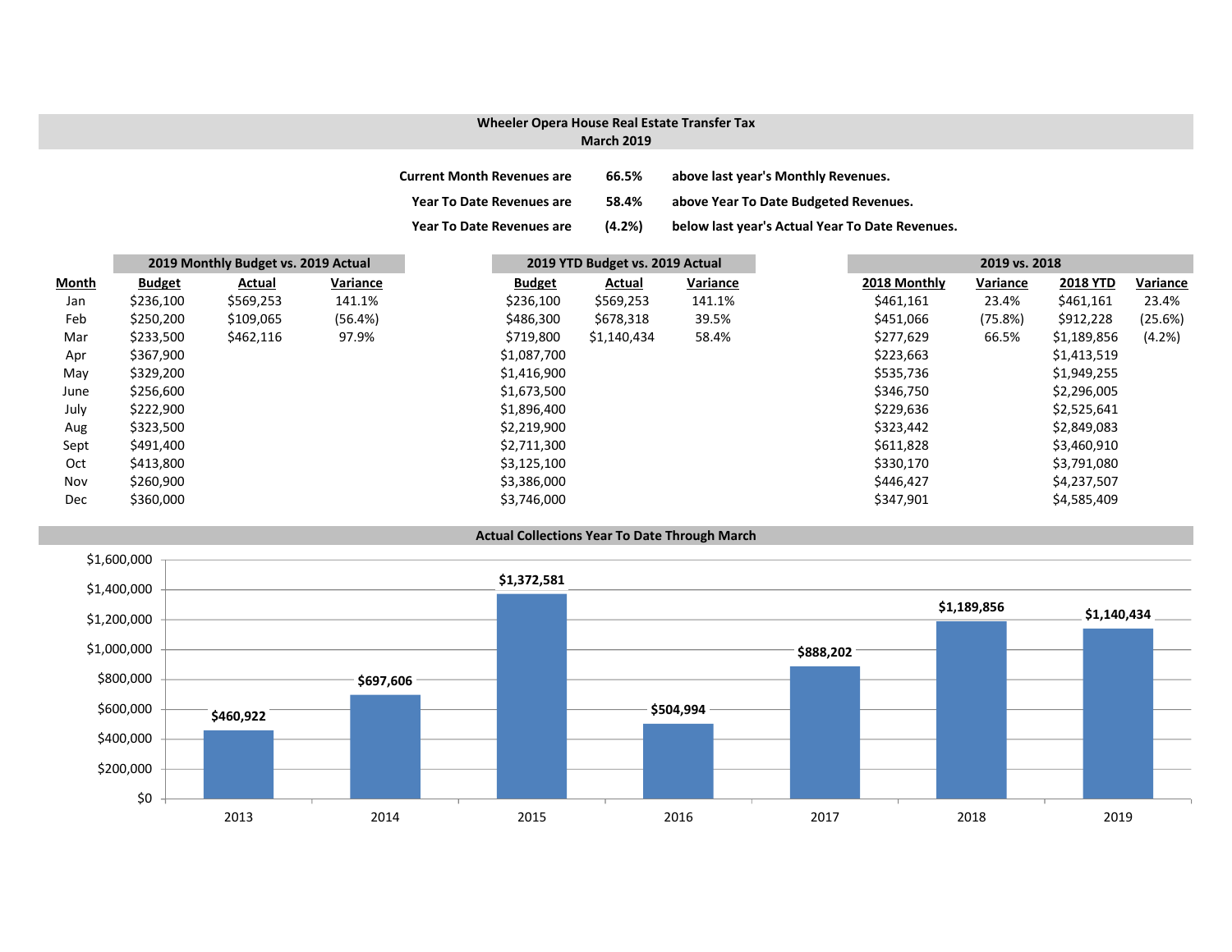**Wheeler Opera House Real Estate Transfer Tax**
**March 2019**

| | | |
|---|---|---|
| **Current Month Revenues are** | **66.5%** | **above last year's Monthly Revenues.** |
| **Year To Date Revenues are** | **58.4%** | **above Year To Date Budgeted Revenues.** |
| **Year To Date Revenues are** | **(4.2%)** | **below last year's Actual Year To Date Revenues.** |

| | 2019 Monthly Budget vs. 2019 Actual | | | 2019 YTD Budget vs. 2019 Actual | | | 2019 vs. 2018 | | | |
|---|---|---|---|---|---|---|---|---|---|---|
| **Month** | **Budget** | **Actual** | **Variance** | **Budget** | **Actual** | **Variance** | **2018 Monthly** | **Variance** | **2018 YTD** | **Variance** |
| Jan | $236,100 | $569,253 | 141.1% | $236,100 | $569,253 | 141.1% | $461,161 | 23.4% | $461,161 | 23.4% |
| Feb | $250,200 | $109,065 | (56.4%) | $486,300 | $678,318 | 39.5% | $451,066 | (75.8%) | $912,228 | (25.6%) |
| Mar | $233,500 | $462,116 | 97.9% | $719,800 | $1,140,434 | 58.4% | $277,629 | 66.5% | $1,189,856 | (4.2%) |
| Apr | $367,900 | | | $1,087,700 | | | $223,663 | | $1,413,519 | |
| May | $329,200 | | | $1,416,900 | | | $535,736 | | $1,949,255 | |
| June | $256,600 | | | $1,673,500 | | | $346,750 | | $2,296,005 | |
| July | $222,900 | | | $1,896,400 | | | $229,636 | | $2,525,641 | |
| Aug | $323,500 | | | $2,219,900 | | | $323,442 | | $2,849,083 | |
| Sept | $491,400 | | | $2,711,300 | | | $611,828 | | $3,460,910 | |
| Oct | $413,800 | | | $3,125,100 | | | $330,170 | | $3,791,080 | |
| Nov | $260,900 | | | $3,386,000 | | | $446,427 | | $4,237,507 | |
| Dec | $360,000 | | | $3,746,000 | | | $347,901 | | $4,585,409 | |

**Actual Collections Year To Date Through March**

$1,600,000
$1,400,000
$1,200,000
$1,000,000
$800,000
$600,000
$400,000
$200,000
$0

2013: $460,922
2014: $697,606
2015: $1,372,581
2016: $504,994
2017: $888,202
2018: $1,189,856
2019: $1,140,434